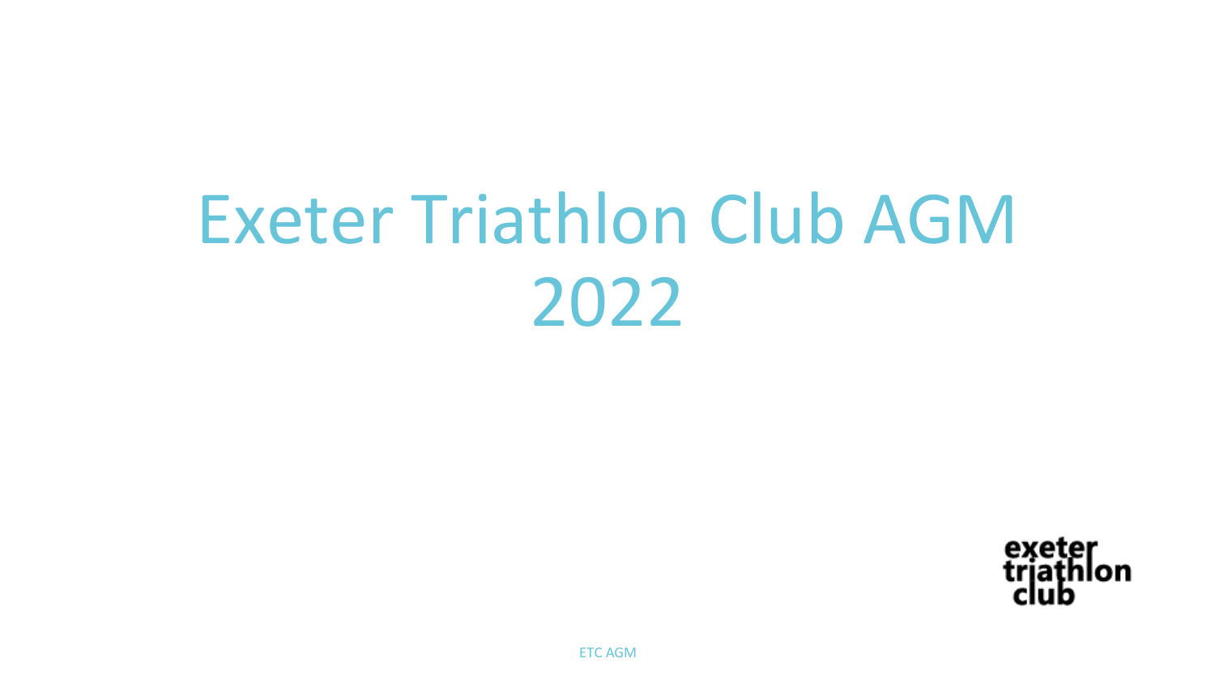# Exeter Triathlon Club AGM 2022

exeter triathlon club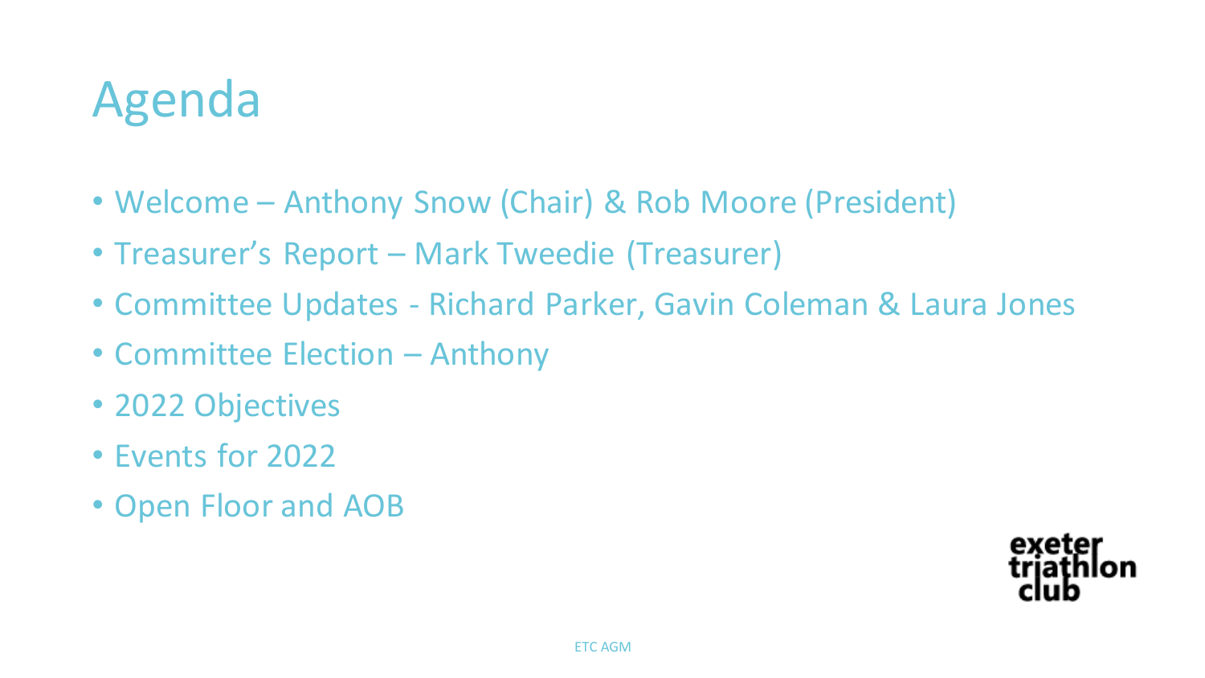# Agenda

- Welcome – Anthony Snow (Chair) & Rob Moore (President)
- Treasurer's Report – Mark Tweedie (Treasurer)
- Committee Updates - Richard Parker, Gavin Coleman & Laura Jones
- Committee Election – Anthony
- 2022 Objectives
- Events for 2022
- Open Floor and AOB

exeter triathlon club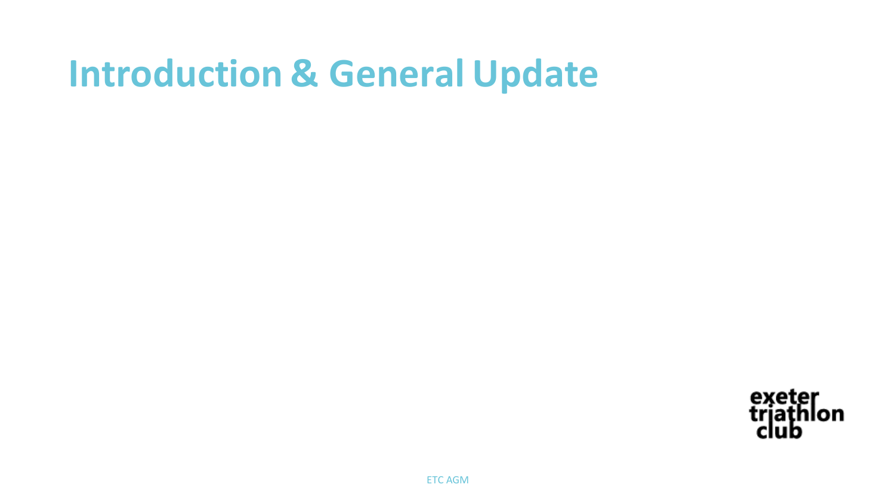# Introduction & General Update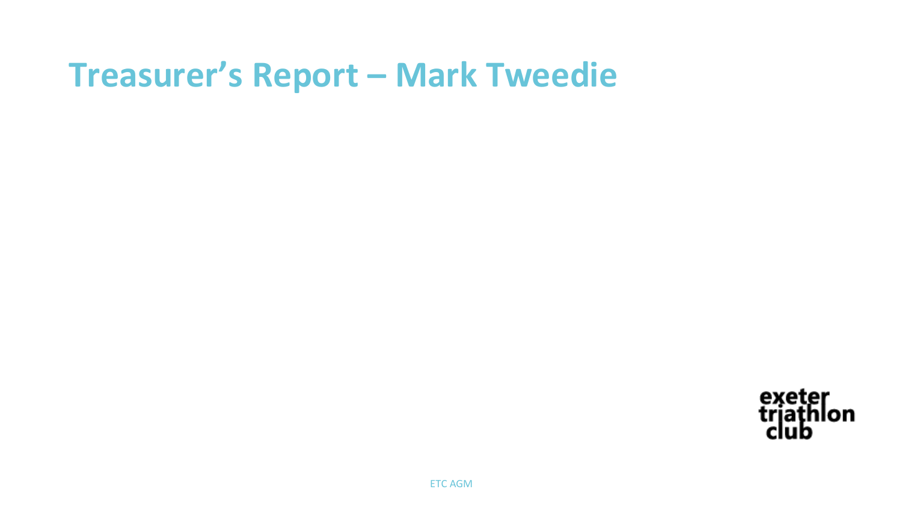# Treasurer's Report – Mark Tweedie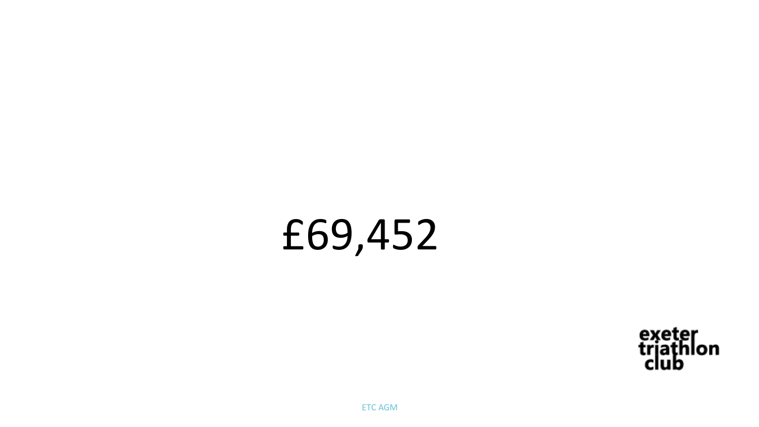£69,452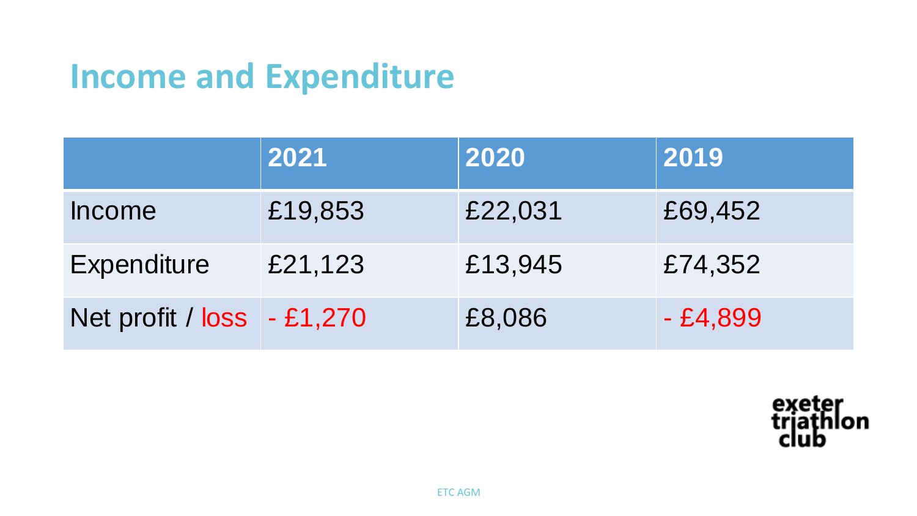# Income and Expenditure

| | 2021 | 2020 | 2019 |
|---|---|---|---|
| Income | £19,853 | £22,031 | £69,452 |
| Expenditure | £21,123 | £13,945 | £74,352 |
| Net profit / loss | - £1,270 | £8,086 | - £4,899 |

exeter triathlon club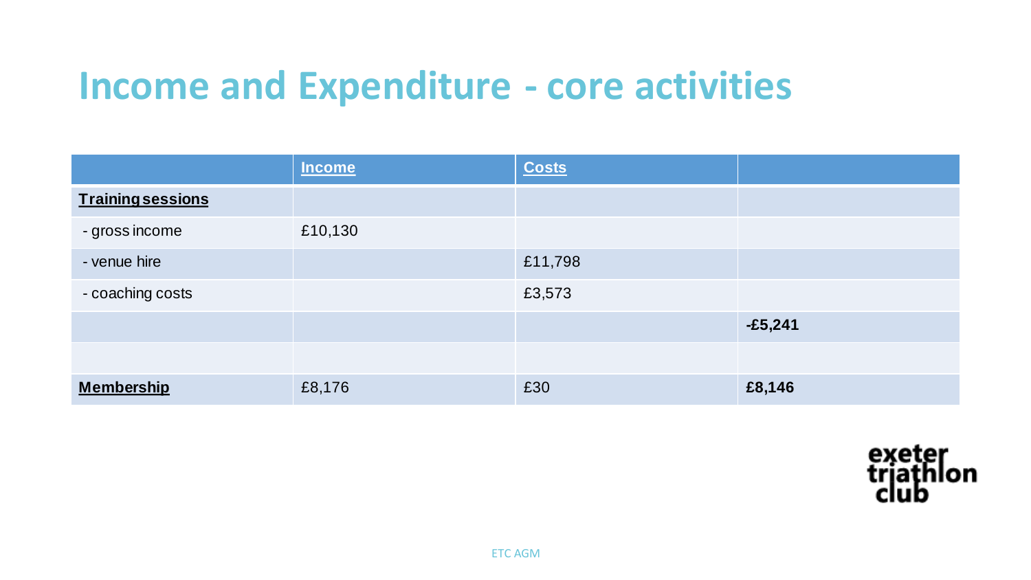# Income and Expenditure - core activities

| | **Income** | **Costs** | |
|---|---|---|---|
| **Training sessions** | | | |
| - gross income | £10,130 | | |
| - venue hire | | £11,798 | |
| - coaching costs | | £3,573 | |
| | | | **-£5,241** |
| | | | |
| **Membership** | £8,176 | £30 | **£8,146** |

exeter triathlon club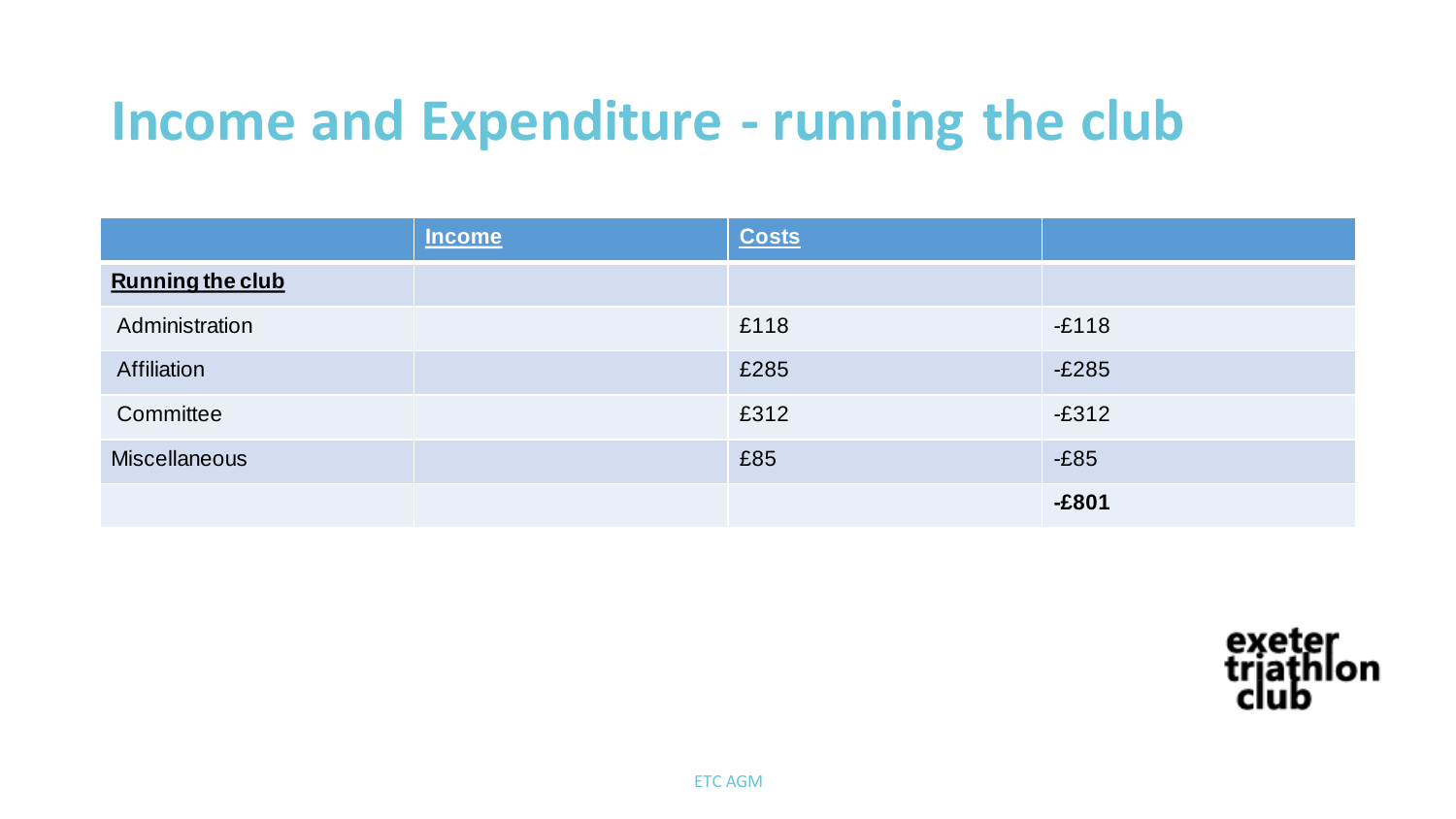# Income and Expenditure - running the club

| | **Income** | **Costs** | |
|---|---|---|---|
| **Running the club** | | | |
| Administration | | £118 | -£118 |
| Affiliation | | £285 | -£285 |
| Committee | | £312 | -£312 |
| Miscellaneous | | £85 | -£85 |
| | | | **-£801** |

exeter triathlon club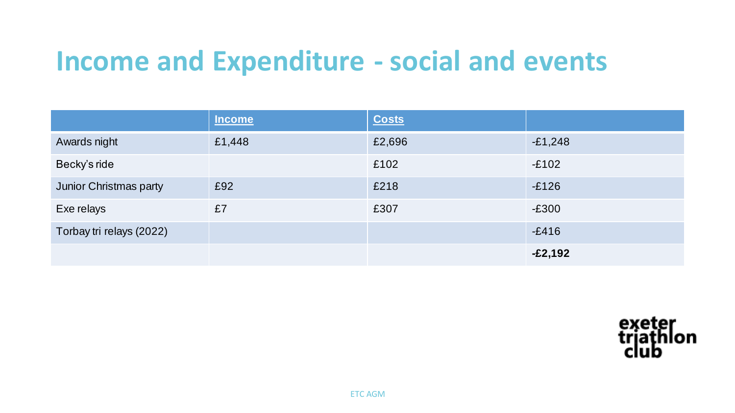# Income and Expenditure - social and events

| | Income | Costs | |
|---|---|---|---|
| Awards night | £1,448 | £2,696 | -£1,248 |
| Becky's ride | | £102 | -£102 |
| Junior Christmas party | £92 | £218 | -£126 |
| Exe relays | £7 | £307 | -£300 |
| Torbay tri relays (2022) | | | -£416 |
| | | | **-£2,192** |

exeter triathlon club

ETC AGM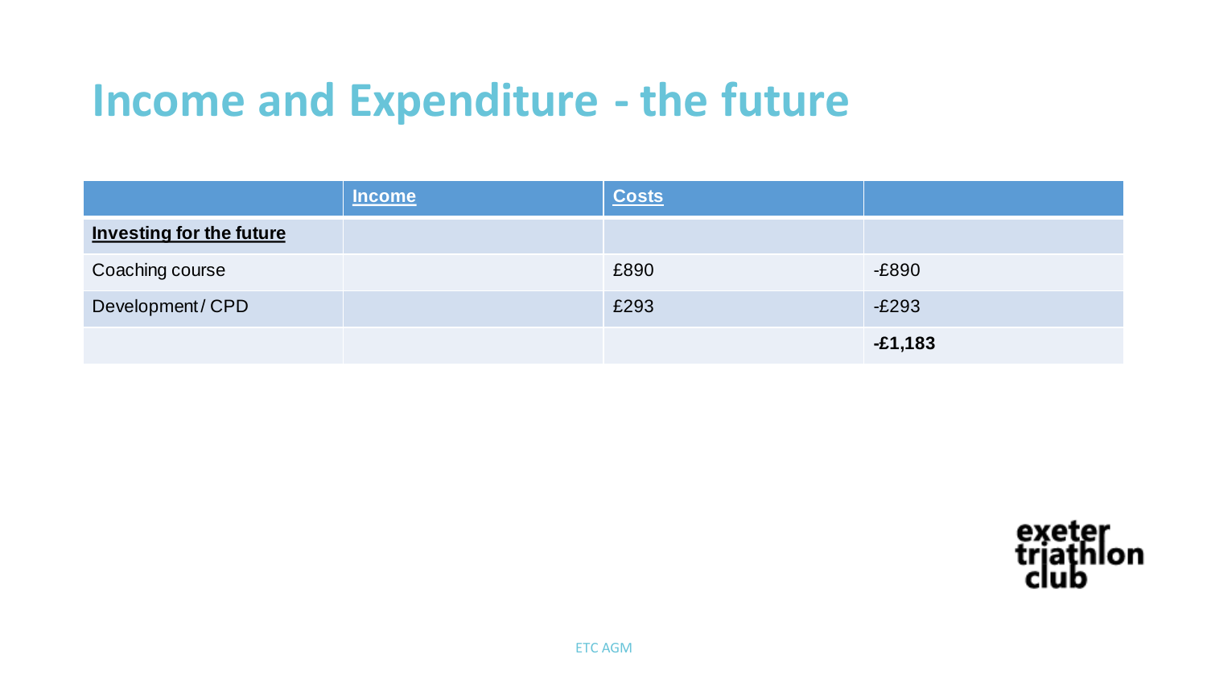# Income and Expenditure - the future

| | **Income** | **Costs** | |
|---|---|---|---|
| **Investing for the future** | | | |
| Coaching course | | £890 | -£890 |
| Development / CPD | | £293 | -£293 |
| | | | **-£1,183** |

exeter triathlon club

ETC AGM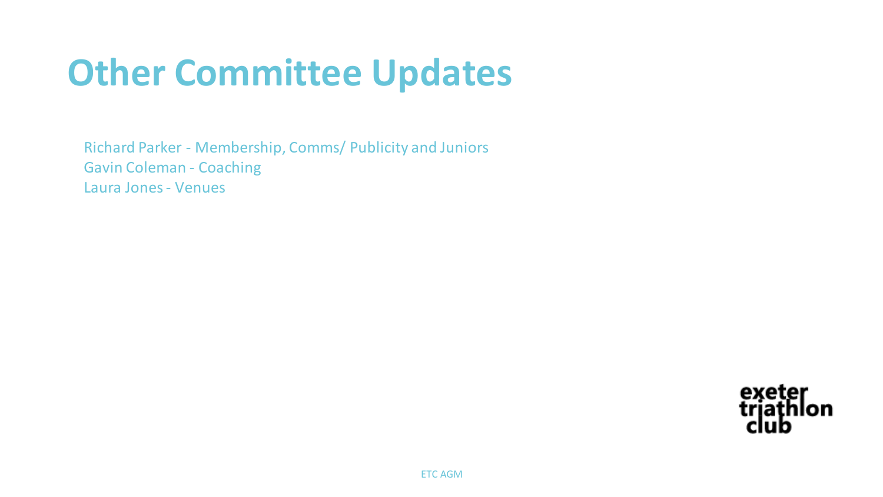# Other Committee Updates

Richard Parker - Membership, Comms/ Publicity and Juniors
Gavin Coleman - Coaching
Laura Jones - Venues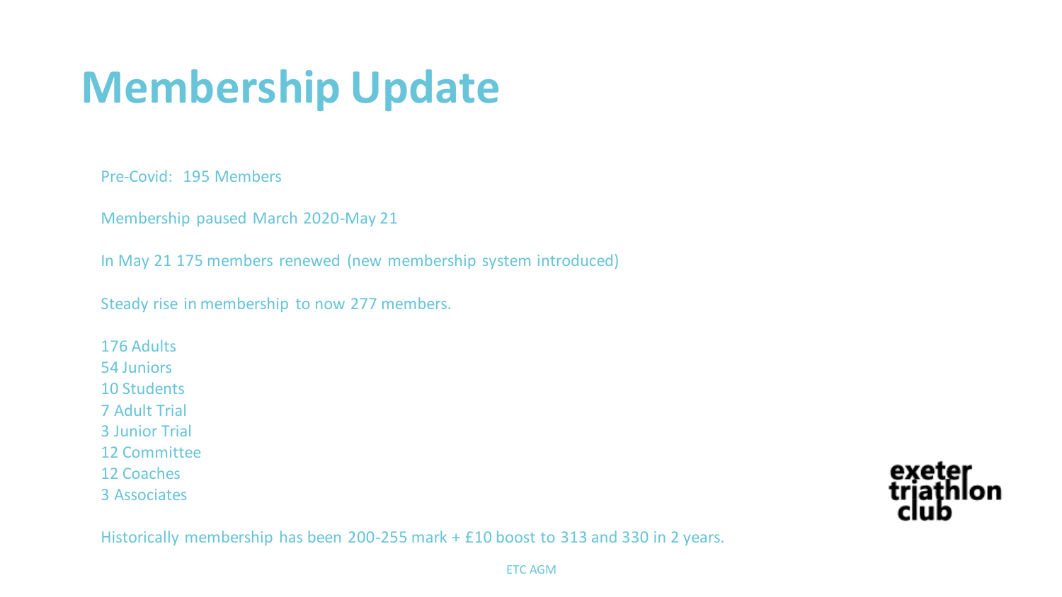# Membership Update

Pre-Covid: 195 Members

Membership paused March 2020-May 21

In May 21 175 members renewed (new membership system introduced)

Steady rise in membership to now 277 members.

176 Adults
54 Juniors
10 Students
7 Adult Trial
3 Junior Trial
12 Committee
12 Coaches
3 Associates

Historically membership has been 200-255 mark + £10 boost to 313 and 330 in 2 years.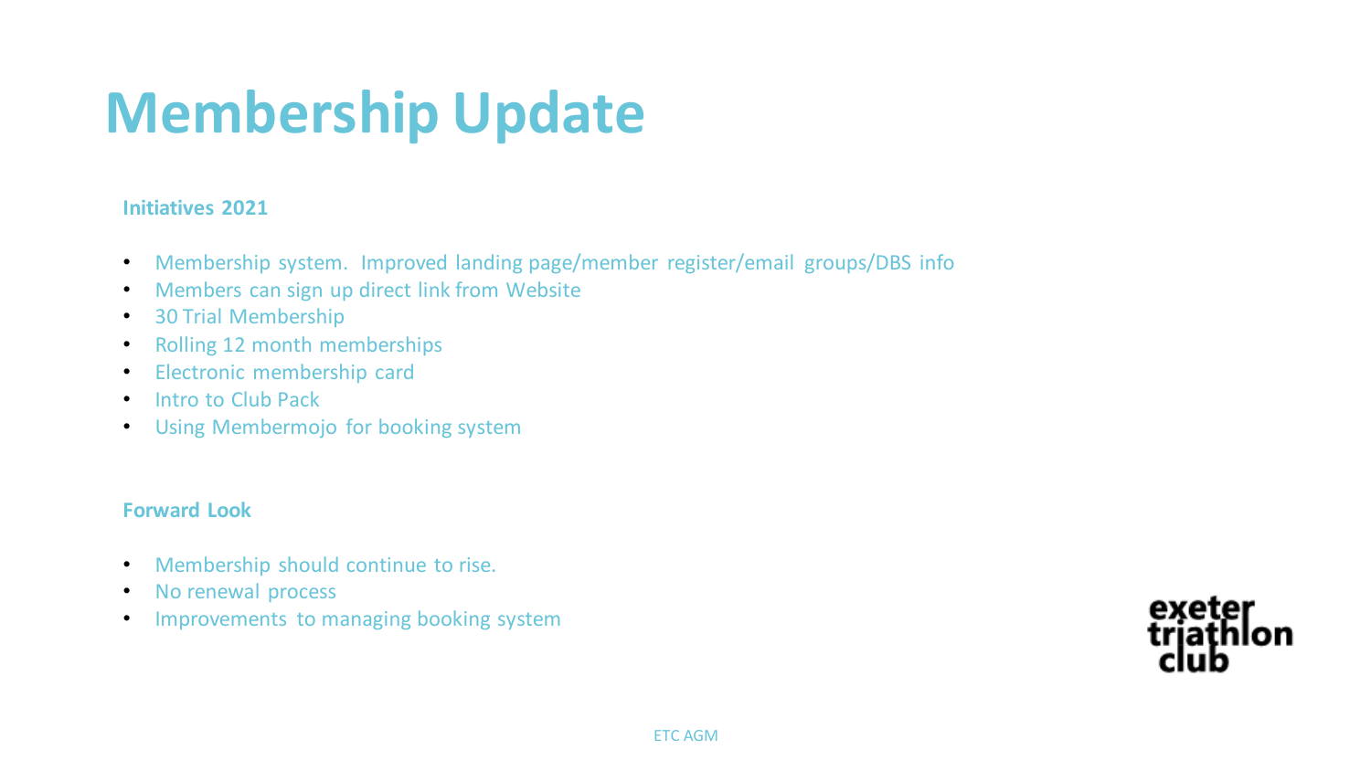# Membership Update

**Initiatives 2021**

- Membership system. Improved landing page/member register/email groups/DBS info
- Members can sign up direct link from Website
- 30 Trial Membership
- Rolling 12 month memberships
- Electronic membership card
- Intro to Club Pack
- Using Membermojo for booking system

**Forward Look**

- Membership should continue to rise.
- No renewal process
- Improvements to managing booking system

exeter triathlon club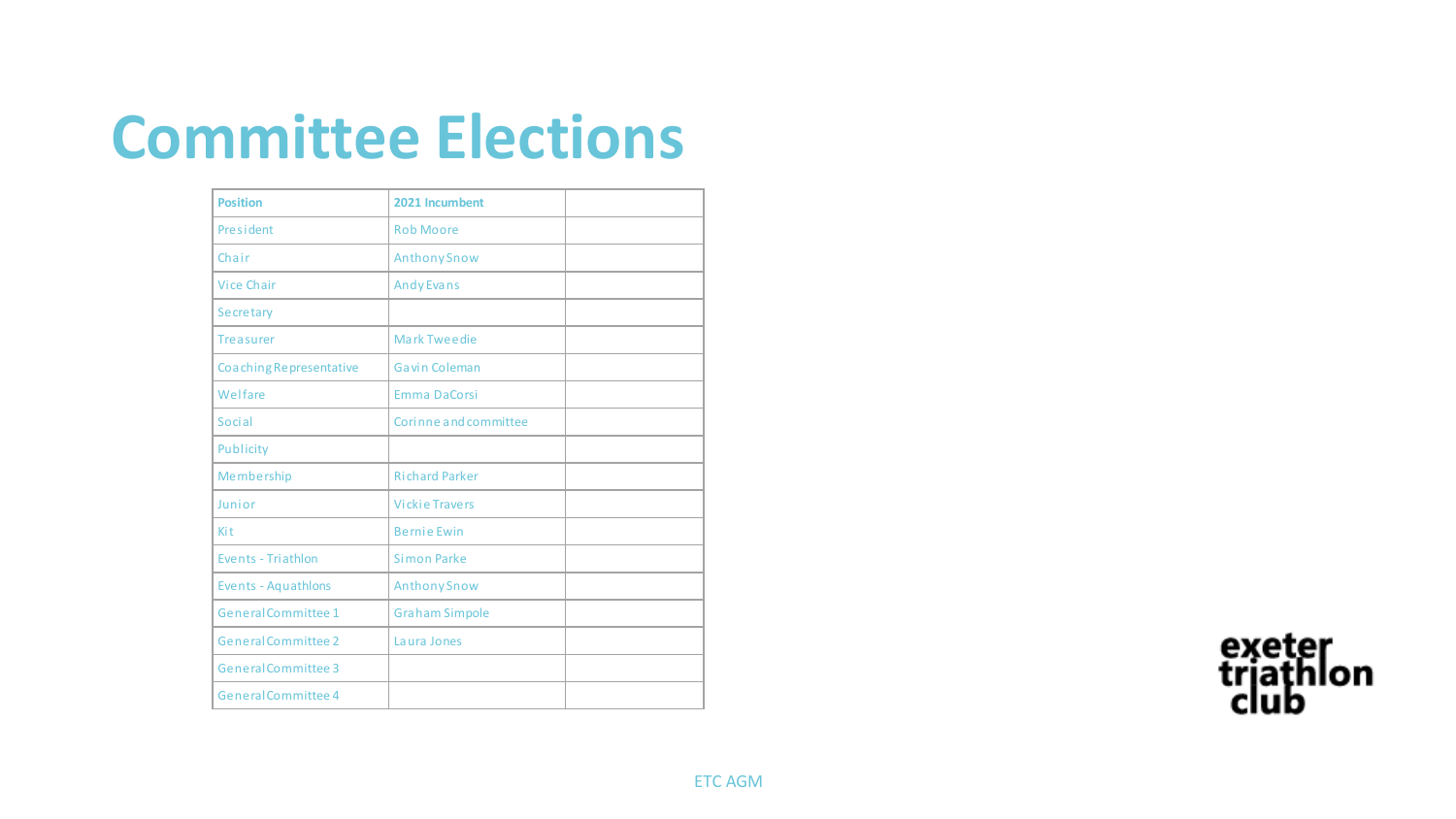# Committee Elections

| Position | 2021 Incumbent | |
|---|---|---|
| President | Rob Moore | |
| Chair | Anthony Snow | |
| Vice Chair | Andy Evans | |
| Secretary | | |
| Treasurer | Mark Tweedie | |
| Coaching Representative | Gavin Coleman | |
| Welfare | Emma DaCorsi | |
| Social | Corinne and committee | |
| Publicity | | |
| Membership | Richard Parker | |
| Junior | Vickie Travers | |
| Kit | Bernie Ewin | |
| Events - Triathlon | Simon Parke | |
| Events - Aquathlons | Anthony Snow | |
| General Committee 1 | Graham Simpole | |
| General Committee 2 | Laura Jones | |
| General Committee 3 | | |
| General Committee 4 | | |

exeter triathlon club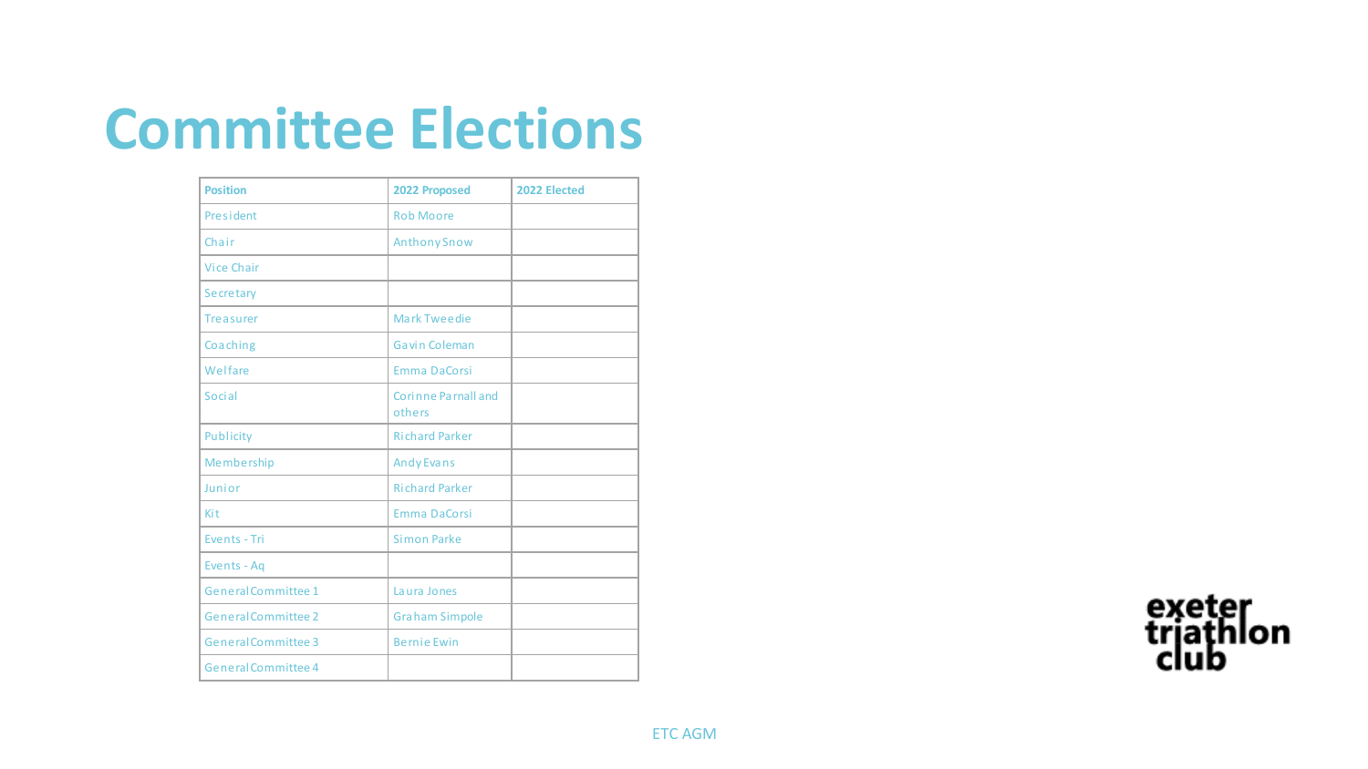# Committee Elections

| Position | 2022 Proposed | 2022 Elected |
|---|---|---|
| President | Rob Moore | |
| Chair | Anthony Snow | |
| Vice Chair | | |
| Secretary | | |
| Treasurer | Mark Tweedie | |
| Coaching | Gavin Coleman | |
| Welfare | Emma DaCorsi | |
| Social | Corinne Parnall and others | |
| Publicity | Richard Parker | |
| Membership | Andy Evans | |
| Junior | Richard Parker | |
| Kit | Emma DaCorsi | |
| Events - Tri | Simon Parke | |
| Events - Aq | | |
| General Committee 1 | Laura Jones | |
| General Committee 2 | Graham Simpole | |
| General Committee 3 | Bernie Ewin | |
| General Committee 4 | | |

exeter triathlon club

ETC AGM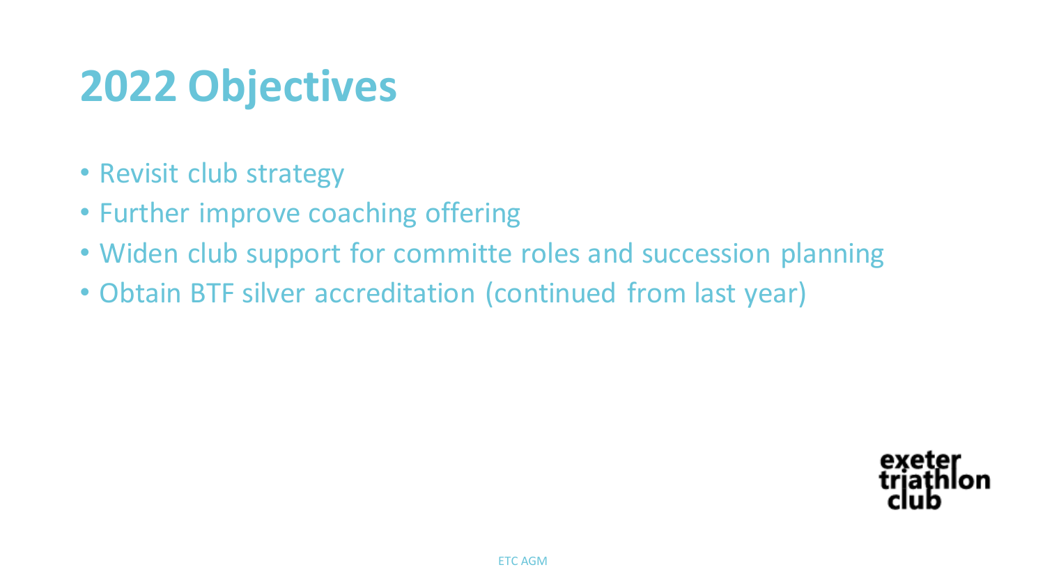# 2022 Objectives

- Revisit club strategy
- Further improve coaching offering
- Widen club support for committe roles and succession planning
- Obtain BTF silver accreditation (continued from last year)

exeter triathlon club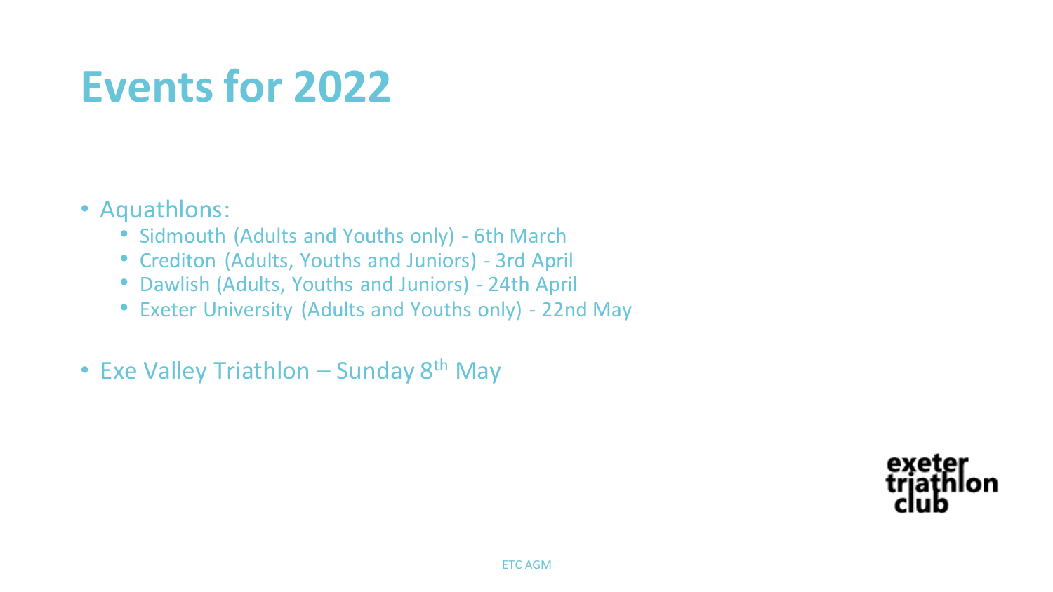# Events for 2022

- Aquathlons:
  - Sidmouth (Adults and Youths only) - 6th March
  - Crediton (Adults, Youths and Juniors) - 3rd April
  - Dawlish (Adults, Youths and Juniors) - 24th April
  - Exeter University (Adults and Youths only) - 22nd May
- Exe Valley Triathlon – Sunday 8th May

exeter triathlon club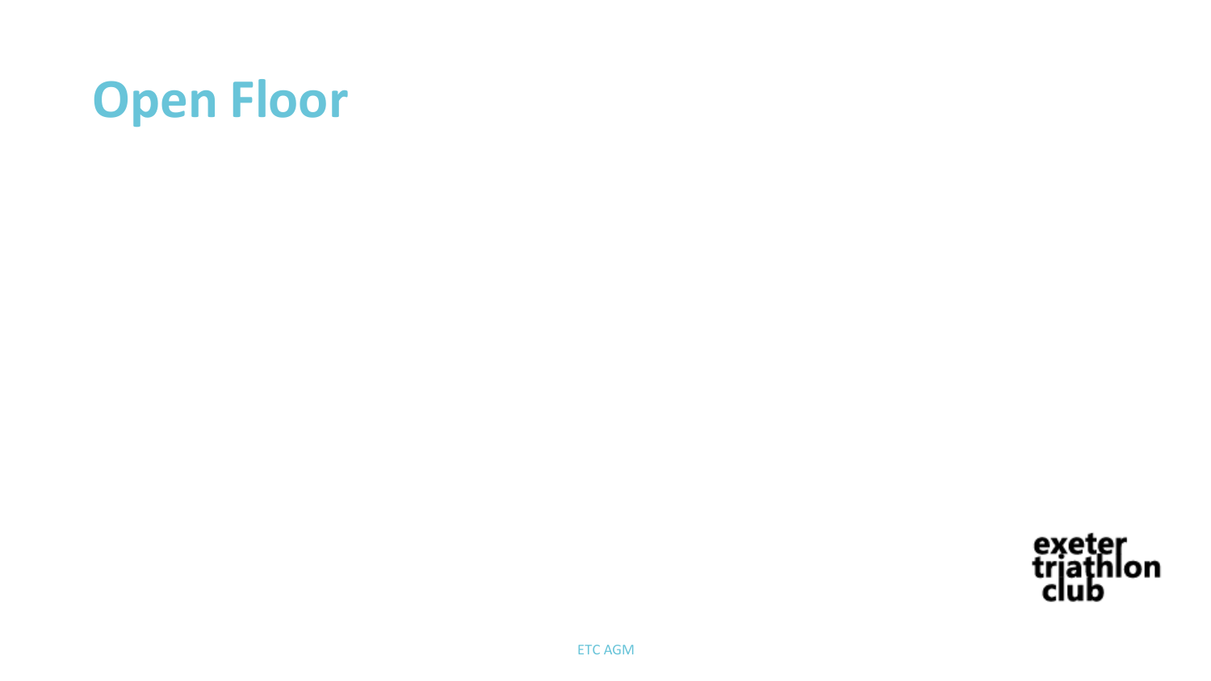# Open Floor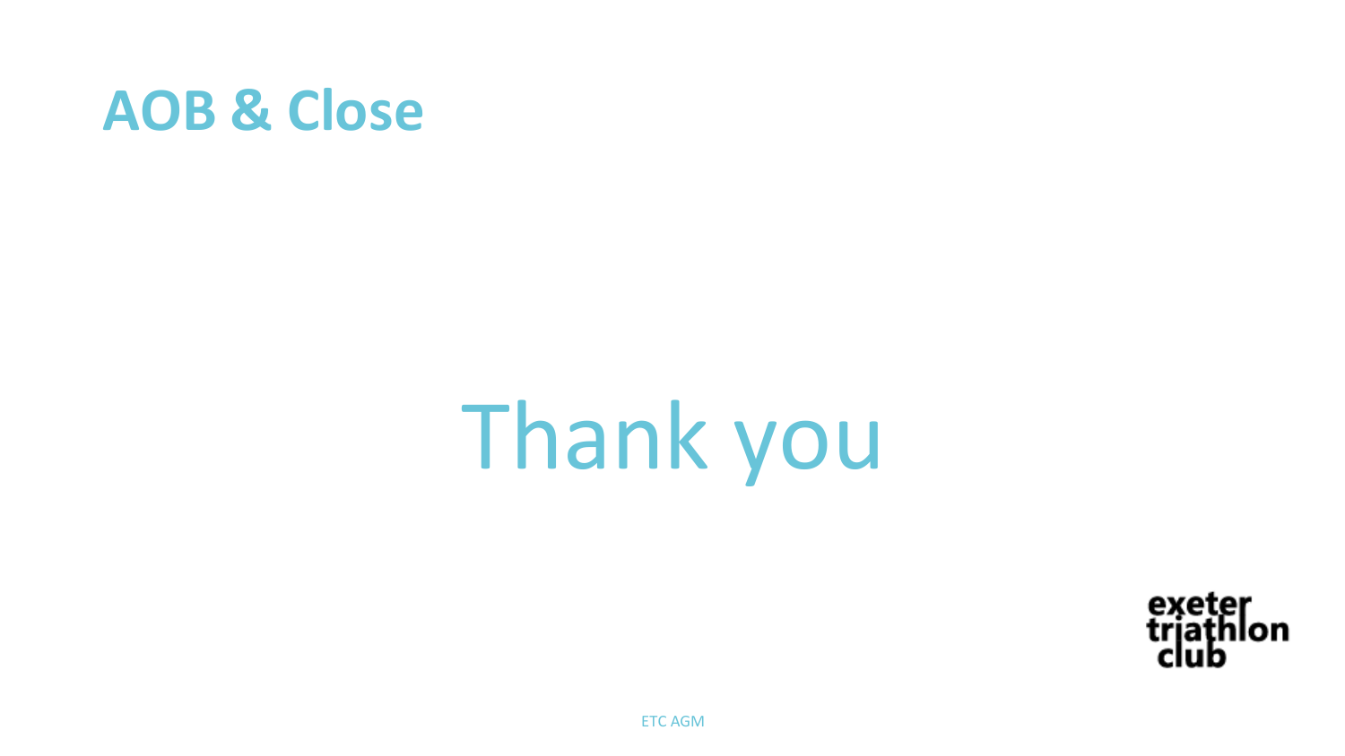# AOB & Close

Thank you

exeter triathlon club